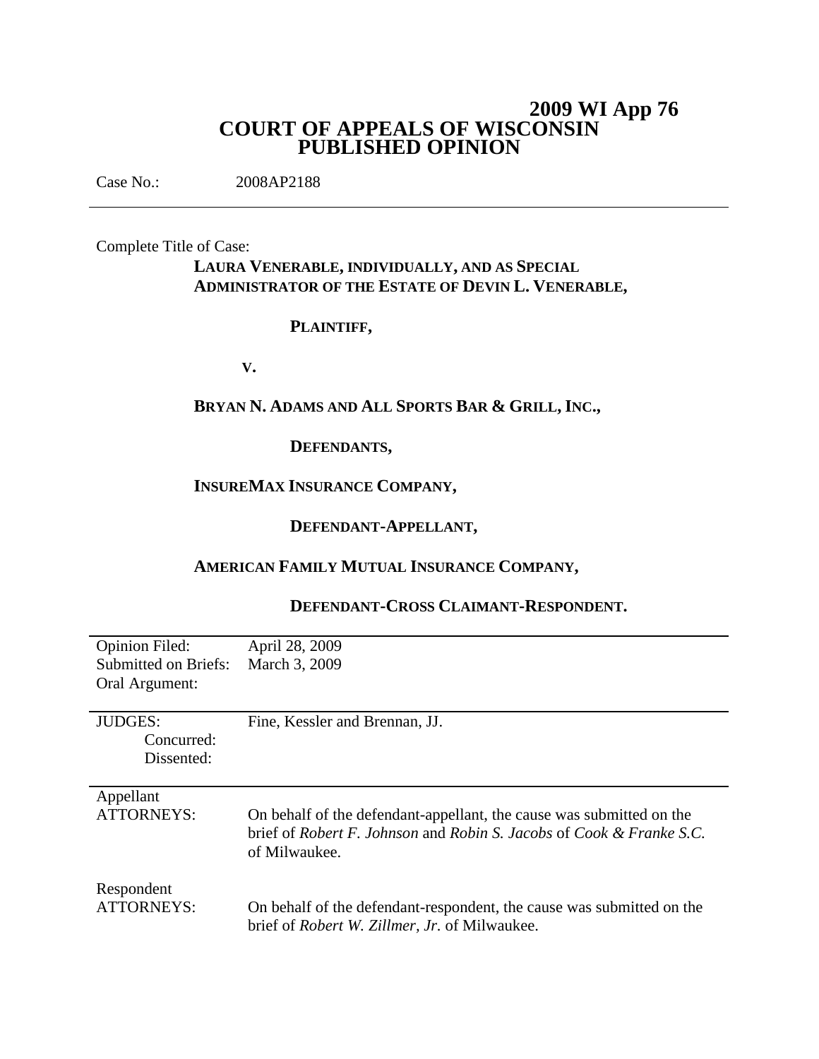# 2009 WI App 76

# COURT OF APPEALS OF WISCONSIN
# PUBLISHED OPINION

Case No.: 2008AP2188

---

Complete Title of Case:

**LAURA VENERABLE, INDIVIDUALLY, AND AS SPECIAL ADMINISTRATOR OF THE ESTATE OF DEVIN L. VENERABLE,**

**PLAINTIFF,**

**V.**

**BRYAN N. ADAMS AND ALL SPORTS BAR & GRILL, INC.,**

**DEFENDANTS,**

**INSUREMAX INSURANCE COMPANY,**

**DEFENDANT-APPELLANT,**

**AMERICAN FAMILY MUTUAL INSURANCE COMPANY,**

**DEFENDANT-CROSS CLAIMANT-RESPONDENT.**

---

| | |
|---|---|
| Opinion Filed: | April 28, 2009 |
| Submitted on Briefs: | March 3, 2009 |
| Oral Argument: | |

| | |
|---|---|
| JUDGES: | Fine, Kessler and Brennan, JJ. |
| Concurred: | |
| Dissented: | |

| | |
|---|---|
| Appellant ATTORNEYS: | On behalf of the defendant-appellant, the cause was submitted on the brief of *Robert F. Johnson* and *Robin S. Jacobs* of *Cook & Franke S.C.* of Milwaukee. |
| Respondent ATTORNEYS: | On behalf of the defendant-respondent, the cause was submitted on the brief of *Robert W. Zillmer, Jr.* of Milwaukee. |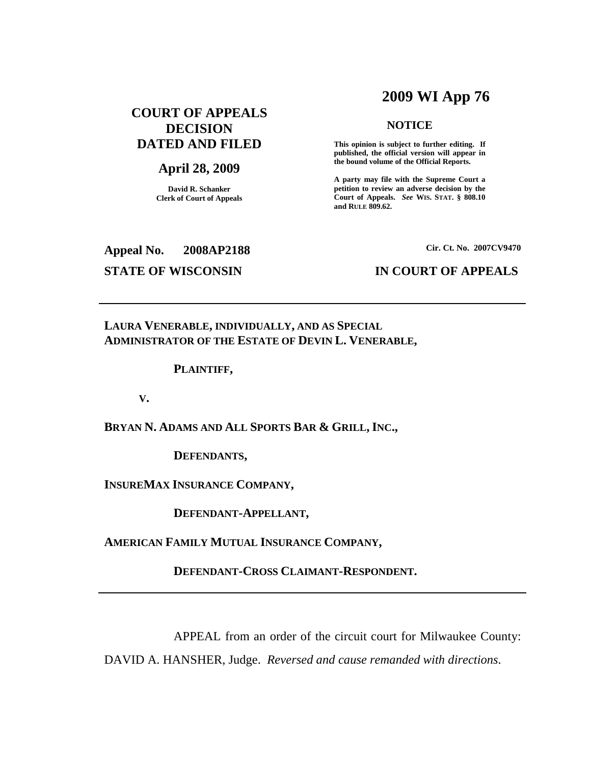# 2009 WI App 76

**COURT OF APPEALS DECISION DATED AND FILED**

**April 28, 2009**

**David R. Schanker**
**Clerk of Court of Appeals**

**NOTICE**

**This opinion is subject to further editing. If published, the official version will appear in the bound volume of the Official Reports.**

**A party may file with the Supreme Court a petition to review an adverse decision by the Court of Appeals.** ***See*** **WIS. STAT. § 808.10 and RULE 809.62.**

**Appeal No. 2008AP2188**

**Cir. Ct. No. 2007CV9470**

**STATE OF WISCONSIN**

**IN COURT OF APPEALS**

---

**LAURA VENERABLE, INDIVIDUALLY, AND AS SPECIAL ADMINISTRATOR OF THE ESTATE OF DEVIN L. VENERABLE,**

**PLAINTIFF,**

**V.**

**BRYAN N. ADAMS AND ALL SPORTS BAR & GRILL, INC.,**

**DEFENDANTS,**

**INSUREMAX INSURANCE COMPANY,**

**DEFENDANT-APPELLANT,**

**AMERICAN FAMILY MUTUAL INSURANCE COMPANY,**

**DEFENDANT-CROSS CLAIMANT-RESPONDENT.**

---

APPEAL from an order of the circuit court for Milwaukee County: DAVID A. HANSHER, Judge. *Reversed and cause remanded with directions*.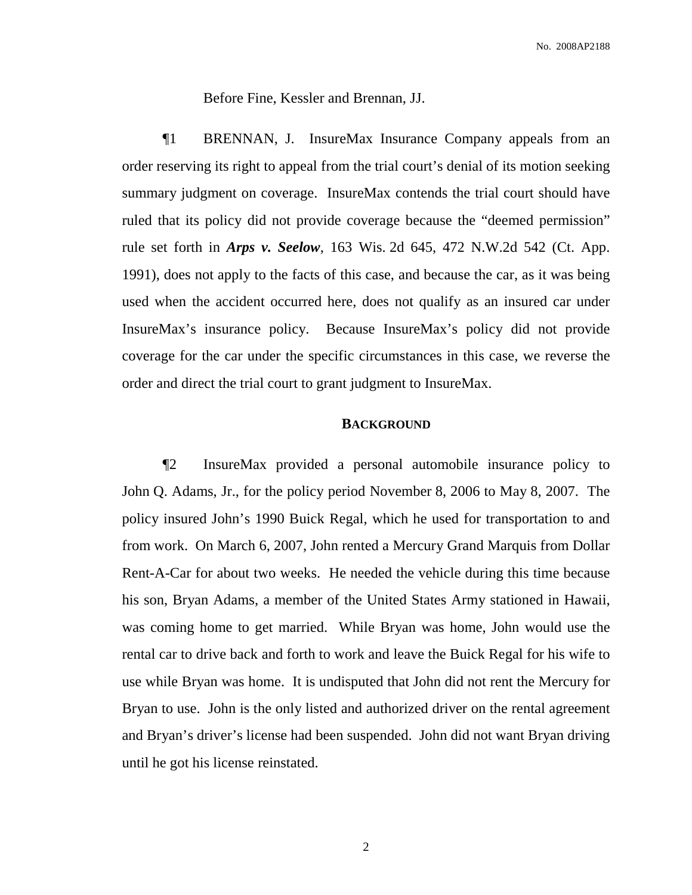Before Fine, Kessler and Brennan, JJ.

¶1 BRENNAN, J. InsureMax Insurance Company appeals from an order reserving its right to appeal from the trial court's denial of its motion seeking summary judgment on coverage. InsureMax contends the trial court should have ruled that its policy did not provide coverage because the "deemed permission" rule set forth in ***Arps v. Seelow***, 163 Wis. 2d 645, 472 N.W.2d 542 (Ct. App. 1991), does not apply to the facts of this case, and because the car, as it was being used when the accident occurred here, does not qualify as an insured car under InsureMax's insurance policy. Because InsureMax's policy did not provide coverage for the car under the specific circumstances in this case, we reverse the order and direct the trial court to grant judgment to InsureMax.

## BACKGROUND

¶2 InsureMax provided a personal automobile insurance policy to John Q. Adams, Jr., for the policy period November 8, 2006 to May 8, 2007. The policy insured John's 1990 Buick Regal, which he used for transportation to and from work. On March 6, 2007, John rented a Mercury Grand Marquis from Dollar Rent-A-Car for about two weeks. He needed the vehicle during this time because his son, Bryan Adams, a member of the United States Army stationed in Hawaii, was coming home to get married. While Bryan was home, John would use the rental car to drive back and forth to work and leave the Buick Regal for his wife to use while Bryan was home. It is undisputed that John did not rent the Mercury for Bryan to use. John is the only listed and authorized driver on the rental agreement and Bryan's driver's license had been suspended. John did not want Bryan driving until he got his license reinstated.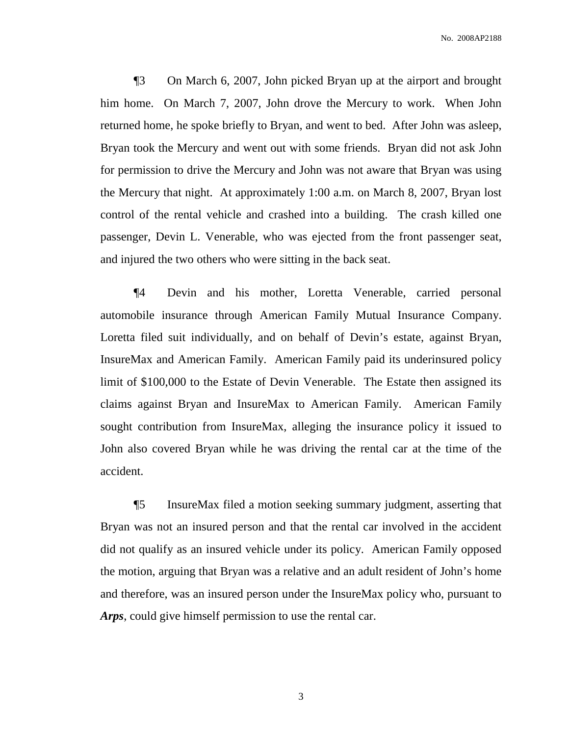¶3 On March 6, 2007, John picked Bryan up at the airport and brought him home. On March 7, 2007, John drove the Mercury to work. When John returned home, he spoke briefly to Bryan, and went to bed. After John was asleep, Bryan took the Mercury and went out with some friends. Bryan did not ask John for permission to drive the Mercury and John was not aware that Bryan was using the Mercury that night. At approximately 1:00 a.m. on March 8, 2007, Bryan lost control of the rental vehicle and crashed into a building. The crash killed one passenger, Devin L. Venerable, who was ejected from the front passenger seat, and injured the two others who were sitting in the back seat.

¶4 Devin and his mother, Loretta Venerable, carried personal automobile insurance through American Family Mutual Insurance Company. Loretta filed suit individually, and on behalf of Devin's estate, against Bryan, InsureMax and American Family. American Family paid its underinsured policy limit of $100,000 to the Estate of Devin Venerable. The Estate then assigned its claims against Bryan and InsureMax to American Family. American Family sought contribution from InsureMax, alleging the insurance policy it issued to John also covered Bryan while he was driving the rental car at the time of the accident.

¶5 InsureMax filed a motion seeking summary judgment, asserting that Bryan was not an insured person and that the rental car involved in the accident did not qualify as an insured vehicle under its policy. American Family opposed the motion, arguing that Bryan was a relative and an adult resident of John's home and therefore, was an insured person under the InsureMax policy who, pursuant to ***Arps***, could give himself permission to use the rental car.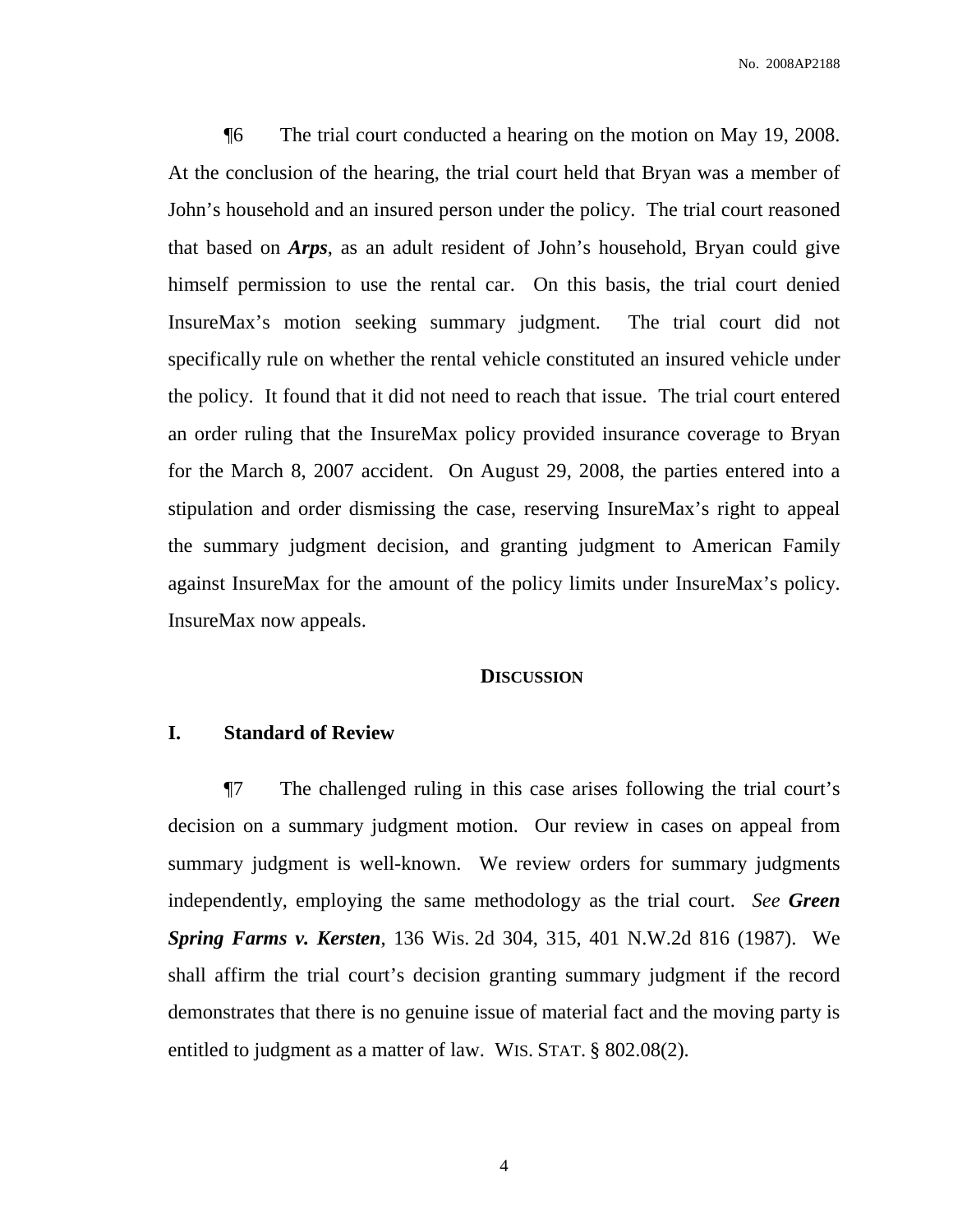¶6 The trial court conducted a hearing on the motion on May 19, 2008. At the conclusion of the hearing, the trial court held that Bryan was a member of John's household and an insured person under the policy. The trial court reasoned that based on ***Arps***, as an adult resident of John's household, Bryan could give himself permission to use the rental car. On this basis, the trial court denied InsureMax's motion seeking summary judgment. The trial court did not specifically rule on whether the rental vehicle constituted an insured vehicle under the policy. It found that it did not need to reach that issue. The trial court entered an order ruling that the InsureMax policy provided insurance coverage to Bryan for the March 8, 2007 accident. On August 29, 2008, the parties entered into a stipulation and order dismissing the case, reserving InsureMax's right to appeal the summary judgment decision, and granting judgment to American Family against InsureMax for the amount of the policy limits under InsureMax's policy. InsureMax now appeals.

## DISCUSSION

### I. Standard of Review

¶7 The challenged ruling in this case arises following the trial court's decision on a summary judgment motion. Our review in cases on appeal from summary judgment is well-known. We review orders for summary judgments independently, employing the same methodology as the trial court. *See* ***Green Spring Farms v. Kersten***, 136 Wis. 2d 304, 315, 401 N.W.2d 816 (1987). We shall affirm the trial court's decision granting summary judgment if the record demonstrates that there is no genuine issue of material fact and the moving party is entitled to judgment as a matter of law. WIS. STAT. § 802.08(2).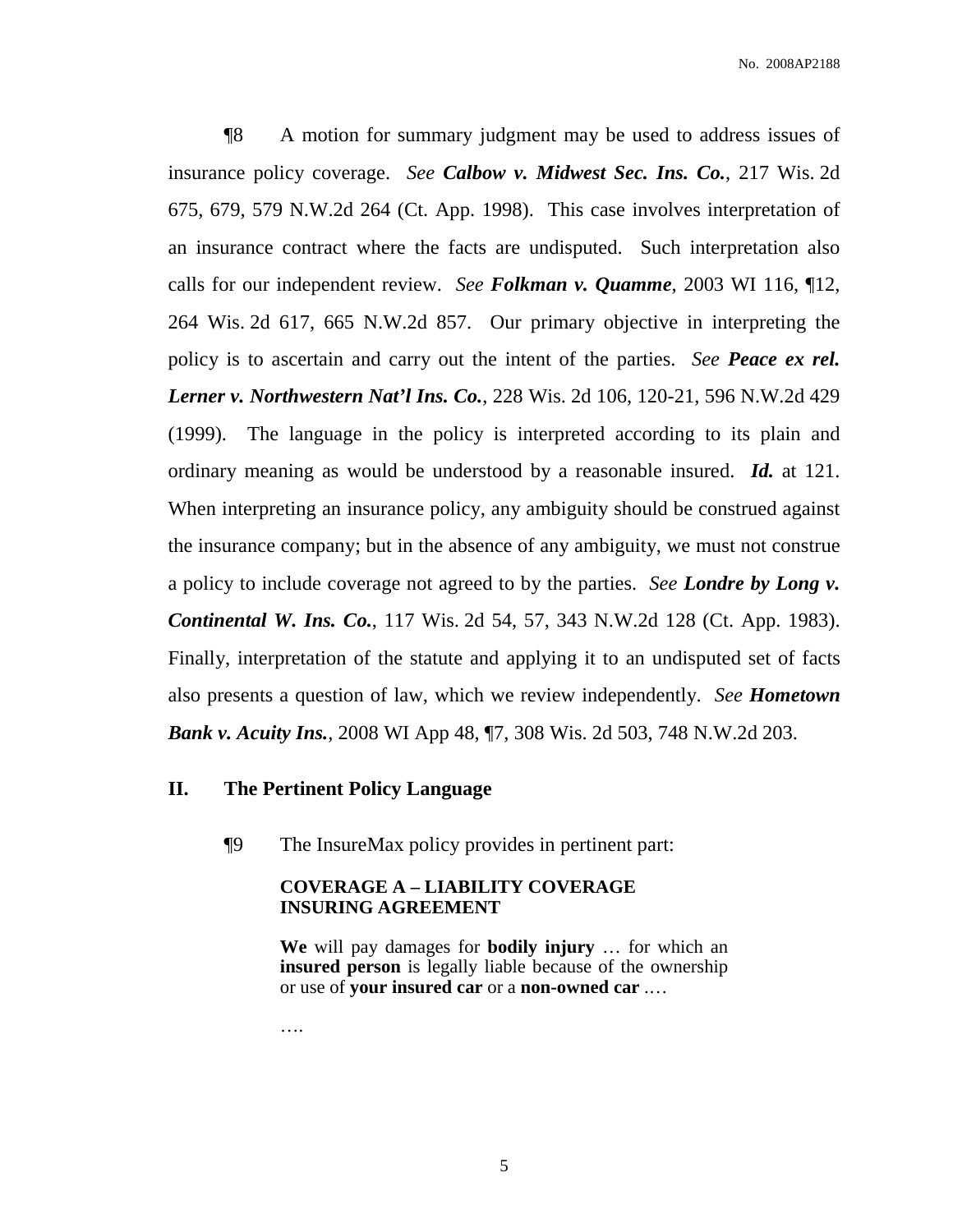¶8 A motion for summary judgment may be used to address issues of insurance policy coverage. *See* ***Calbow v. Midwest Sec. Ins. Co.***, 217 Wis. 2d 675, 679, 579 N.W.2d 264 (Ct. App. 1998). This case involves interpretation of an insurance contract where the facts are undisputed. Such interpretation also calls for our independent review. *See* ***Folkman v. Quamme***, 2003 WI 116, ¶12, 264 Wis. 2d 617, 665 N.W.2d 857. Our primary objective in interpreting the policy is to ascertain and carry out the intent of the parties. *See* ***Peace ex rel. Lerner v. Northwestern Nat'l Ins. Co.***, 228 Wis. 2d 106, 120-21, 596 N.W.2d 429 (1999). The language in the policy is interpreted according to its plain and ordinary meaning as would be understood by a reasonable insured. ***Id.*** at 121. When interpreting an insurance policy, any ambiguity should be construed against the insurance company; but in the absence of any ambiguity, we must not construe a policy to include coverage not agreed to by the parties. *See* ***Londre by Long v. Continental W. Ins. Co.***, 117 Wis. 2d 54, 57, 343 N.W.2d 128 (Ct. App. 1983). Finally, interpretation of the statute and applying it to an undisputed set of facts also presents a question of law, which we review independently. *See* ***Hometown Bank v. Acuity Ins.***, 2008 WI App 48, ¶7, 308 Wis. 2d 503, 748 N.W.2d 203.

## II. The Pertinent Policy Language

¶9 The InsureMax policy provides in pertinent part:

> **COVERAGE A – LIABILITY COVERAGE**
> **INSURING AGREEMENT**
>
> **We** will pay damages for **bodily injury** … for which an **insured person** is legally liable because of the ownership or use of **your insured car** or a **non-owned car** .…
>
> ….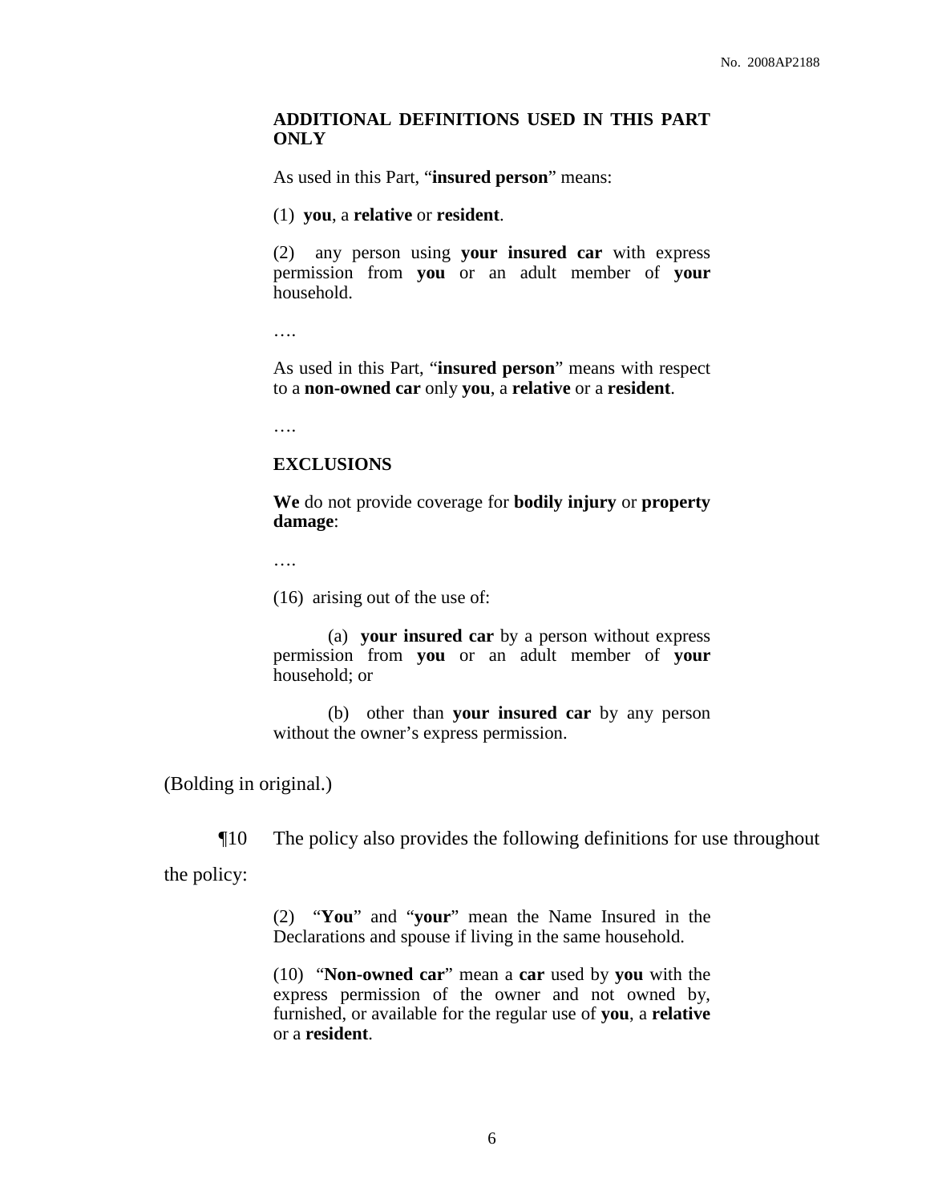**ADDITIONAL DEFINITIONS USED IN THIS PART ONLY**

> As used in this Part, "**insured person**" means:
>
> (1) **you**, a **relative** or **resident**.
>
> (2) any person using **your insured car** with express permission from **you** or an adult member of **your** household.
>
> ….
>
> As used in this Part, "**insured person**" means with respect to a **non-owned car** only **you**, a **relative** or a **resident**.
>
> ….
>
> **EXCLUSIONS**
>
> **We** do not provide coverage for **bodily injury** or **property damage**:
>
> ….
>
> (16) arising out of the use of:
>
> (a) **your insured car** by a person without express permission from **you** or an adult member of **your** household; or
>
> (b) other than **your insured car** by any person without the owner's express permission.

(Bolding in original.)

¶10 The policy also provides the following definitions for use throughout the policy:

> (2) "**You**" and "**your**" mean the Name Insured in the Declarations and spouse if living in the same household.
>
> (10) "**Non-owned car**" mean a **car** used by **you** with the express permission of the owner and not owned by, furnished, or available for the regular use of **you**, a **relative** or a **resident**.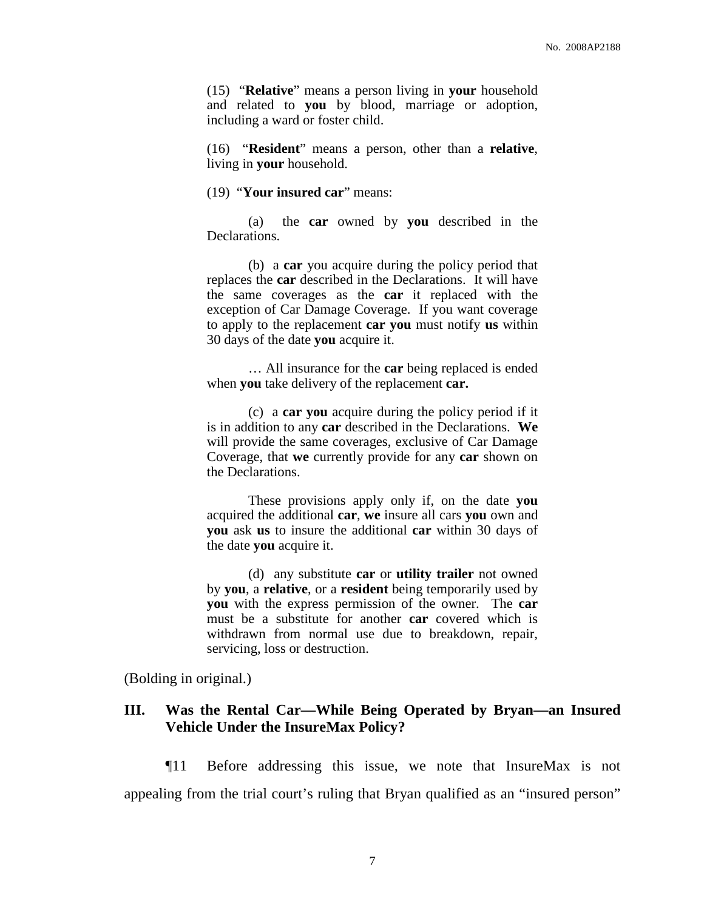(15) "**Relative**" means a person living in **your** household and related to **you** by blood, marriage or adoption, including a ward or foster child.

(16) "**Resident**" means a person, other than a **relative**, living in **your** household.

(19) "**Your insured car**" means:

(a) the **car** owned by **you** described in the Declarations.

(b) a **car** you acquire during the policy period that replaces the **car** described in the Declarations. It will have the same coverages as the **car** it replaced with the exception of Car Damage Coverage. If you want coverage to apply to the replacement **car you** must notify **us** within 30 days of the date **you** acquire it.

… All insurance for the **car** being replaced is ended when **you** take delivery of the replacement **car.**

(c) a **car you** acquire during the policy period if it is in addition to any **car** described in the Declarations. **We** will provide the same coverages, exclusive of Car Damage Coverage, that **we** currently provide for any **car** shown on the Declarations.

These provisions apply only if, on the date **you** acquired the additional **car**, **we** insure all cars **you** own and **you** ask **us** to insure the additional **car** within 30 days of the date **you** acquire it.

(d) any substitute **car** or **utility trailer** not owned by **you**, a **relative**, or a **resident** being temporarily used by **you** with the express permission of the owner. The **car** must be a substitute for another **car** covered which is withdrawn from normal use due to breakdown, repair, servicing, loss or destruction.

(Bolding in original.)

## III. Was the Rental Car—While Being Operated by Bryan—an Insured Vehicle Under the InsureMax Policy?

¶11 Before addressing this issue, we note that InsureMax is not appealing from the trial court's ruling that Bryan qualified as an "insured person"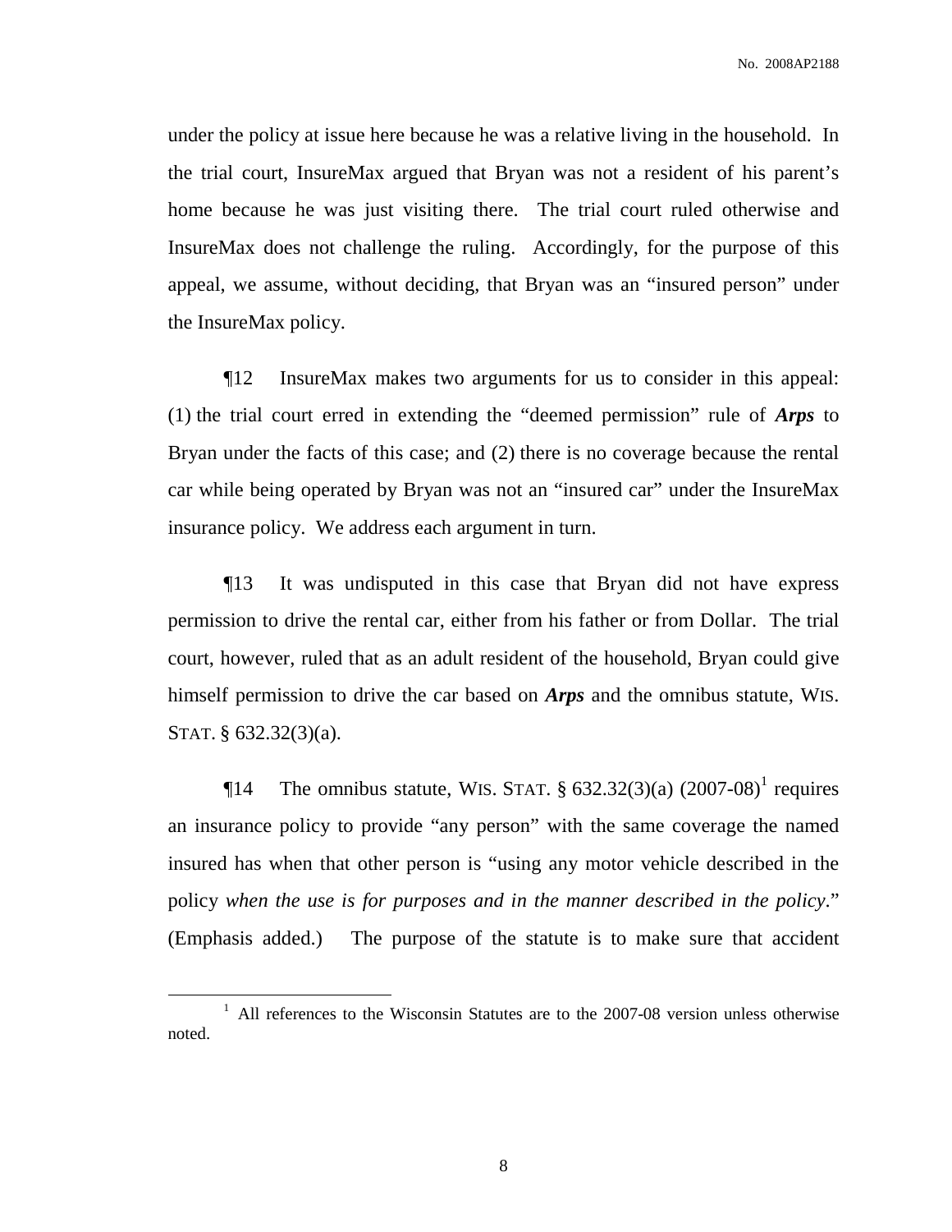under the policy at issue here because he was a relative living in the household. In the trial court, InsureMax argued that Bryan was not a resident of his parent's home because he was just visiting there. The trial court ruled otherwise and InsureMax does not challenge the ruling. Accordingly, for the purpose of this appeal, we assume, without deciding, that Bryan was an "insured person" under the InsureMax policy.

¶12 InsureMax makes two arguments for us to consider in this appeal: (1) the trial court erred in extending the "deemed permission" rule of ***Arps*** to Bryan under the facts of this case; and (2) there is no coverage because the rental car while being operated by Bryan was not an "insured car" under the InsureMax insurance policy. We address each argument in turn.

¶13 It was undisputed in this case that Bryan did not have express permission to drive the rental car, either from his father or from Dollar. The trial court, however, ruled that as an adult resident of the household, Bryan could give himself permission to drive the car based on ***Arps*** and the omnibus statute, WIS. STAT. § 632.32(3)(a).

¶14 The omnibus statute, WIS. STAT. § 632.32(3)(a) (2007-08)[1] requires an insurance policy to provide "any person" with the same coverage the named insured has when that other person is "using any motor vehicle described in the policy *when the use is for purposes and in the manner described in the policy*." (Emphasis added.) The purpose of the statute is to make sure that accident

---

[1] All references to the Wisconsin Statutes are to the 2007-08 version unless otherwise noted.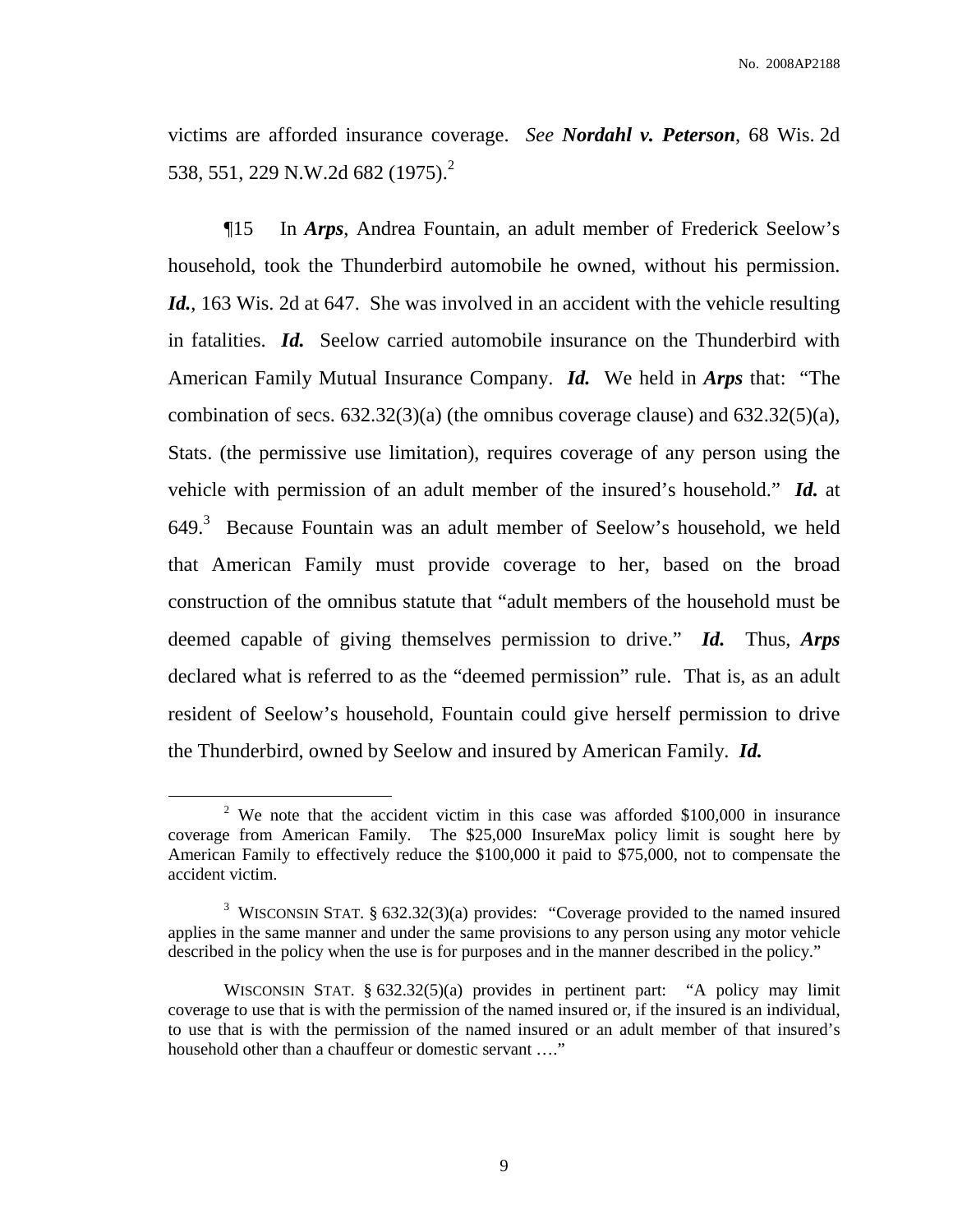victims are afforded insurance coverage. *See* ***Nordahl v. Peterson***, 68 Wis. 2d 538, 551, 229 N.W.2d 682 (1975).[2]

¶15 In ***Arps***, Andrea Fountain, an adult member of Frederick Seelow's household, took the Thunderbird automobile he owned, without his permission. ***Id.***, 163 Wis. 2d at 647. She was involved in an accident with the vehicle resulting in fatalities. ***Id.*** Seelow carried automobile insurance on the Thunderbird with American Family Mutual Insurance Company. ***Id.*** We held in ***Arps*** that: "The combination of secs. 632.32(3)(a) (the omnibus coverage clause) and 632.32(5)(a), Stats. (the permissive use limitation), requires coverage of any person using the vehicle with permission of an adult member of the insured's household." ***Id.*** at 649.[3] Because Fountain was an adult member of Seelow's household, we held that American Family must provide coverage to her, based on the broad construction of the omnibus statute that "adult members of the household must be deemed capable of giving themselves permission to drive." ***Id.*** Thus, ***Arps*** declared what is referred to as the "deemed permission" rule. That is, as an adult resident of Seelow's household, Fountain could give herself permission to drive the Thunderbird, owned by Seelow and insured by American Family. ***Id.***

---

[2] We note that the accident victim in this case was afforded $100,000 in insurance coverage from American Family. The $25,000 InsureMax policy limit is sought here by American Family to effectively reduce the $100,000 it paid to $75,000, not to compensate the accident victim.

[3] WISCONSIN STAT. § 632.32(3)(a) provides: "Coverage provided to the named insured applies in the same manner and under the same provisions to any person using any motor vehicle described in the policy when the use is for purposes and in the manner described in the policy."

WISCONSIN STAT. § 632.32(5)(a) provides in pertinent part: "A policy may limit coverage to use that is with the permission of the named insured or, if the insured is an individual, to use that is with the permission of the named insured or an adult member of that insured's household other than a chauffeur or domestic servant …."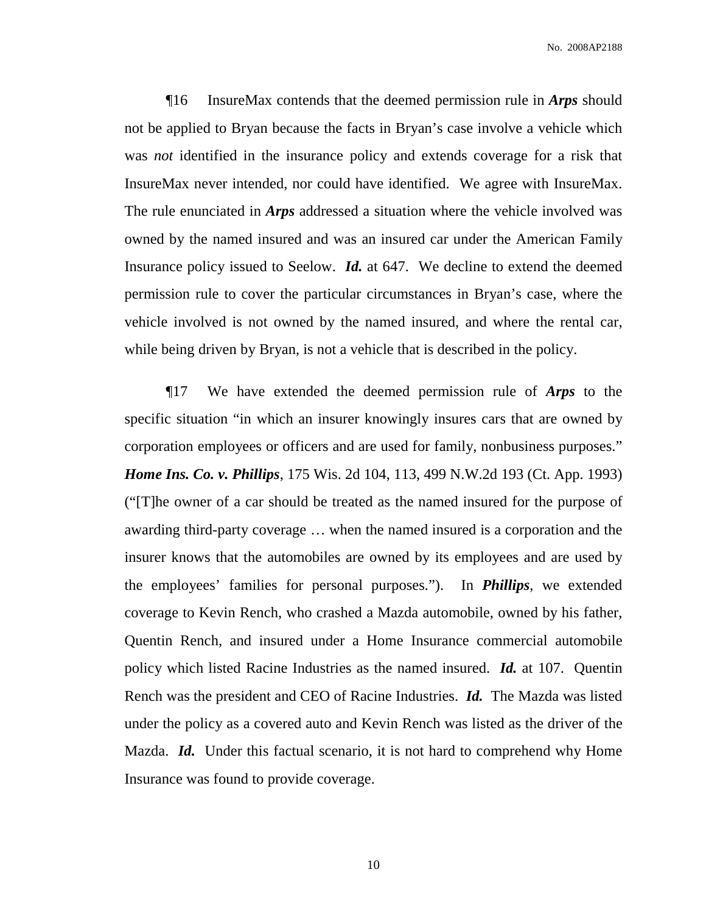¶16 InsureMax contends that the deemed permission rule in ***Arps*** should not be applied to Bryan because the facts in Bryan's case involve a vehicle which was *not* identified in the insurance policy and extends coverage for a risk that InsureMax never intended, nor could have identified. We agree with InsureMax. The rule enunciated in ***Arps*** addressed a situation where the vehicle involved was owned by the named insured and was an insured car under the American Family Insurance policy issued to Seelow. ***Id.*** at 647. We decline to extend the deemed permission rule to cover the particular circumstances in Bryan's case, where the vehicle involved is not owned by the named insured, and where the rental car, while being driven by Bryan, is not a vehicle that is described in the policy.

¶17 We have extended the deemed permission rule of ***Arps*** to the specific situation "in which an insurer knowingly insures cars that are owned by corporation employees or officers and are used for family, nonbusiness purposes." ***Home Ins. Co. v. Phillips***, 175 Wis. 2d 104, 113, 499 N.W.2d 193 (Ct. App. 1993) ("[T]he owner of a car should be treated as the named insured for the purpose of awarding third-party coverage … when the named insured is a corporation and the insurer knows that the automobiles are owned by its employees and are used by the employees' families for personal purposes."). In ***Phillips***, we extended coverage to Kevin Rench, who crashed a Mazda automobile, owned by his father, Quentin Rench, and insured under a Home Insurance commercial automobile policy which listed Racine Industries as the named insured. ***Id.*** at 107. Quentin Rench was the president and CEO of Racine Industries. ***Id.*** The Mazda was listed under the policy as a covered auto and Kevin Rench was listed as the driver of the Mazda. ***Id.*** Under this factual scenario, it is not hard to comprehend why Home Insurance was found to provide coverage.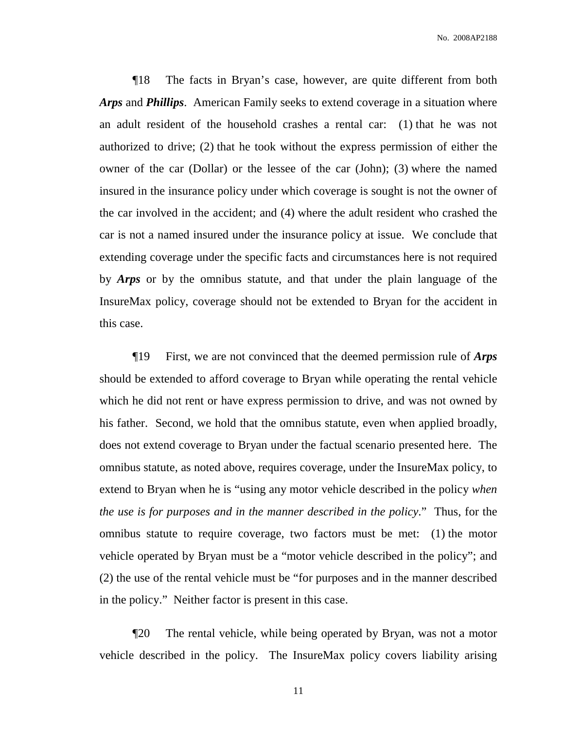¶18 The facts in Bryan's case, however, are quite different from both ***Arps*** and ***Phillips***. American Family seeks to extend coverage in a situation where an adult resident of the household crashes a rental car: (1) that he was not authorized to drive; (2) that he took without the express permission of either the owner of the car (Dollar) or the lessee of the car (John); (3) where the named insured in the insurance policy under which coverage is sought is not the owner of the car involved in the accident; and (4) where the adult resident who crashed the car is not a named insured under the insurance policy at issue. We conclude that extending coverage under the specific facts and circumstances here is not required by ***Arps*** or by the omnibus statute, and that under the plain language of the InsureMax policy, coverage should not be extended to Bryan for the accident in this case.

¶19 First, we are not convinced that the deemed permission rule of ***Arps*** should be extended to afford coverage to Bryan while operating the rental vehicle which he did not rent or have express permission to drive, and was not owned by his father. Second, we hold that the omnibus statute, even when applied broadly, does not extend coverage to Bryan under the factual scenario presented here. The omnibus statute, as noted above, requires coverage, under the InsureMax policy, to extend to Bryan when he is "using any motor vehicle described in the policy *when the use is for purposes and in the manner described in the policy*." Thus, for the omnibus statute to require coverage, two factors must be met: (1) the motor vehicle operated by Bryan must be a "motor vehicle described in the policy"; and (2) the use of the rental vehicle must be "for purposes and in the manner described in the policy." Neither factor is present in this case.

¶20 The rental vehicle, while being operated by Bryan, was not a motor vehicle described in the policy. The InsureMax policy covers liability arising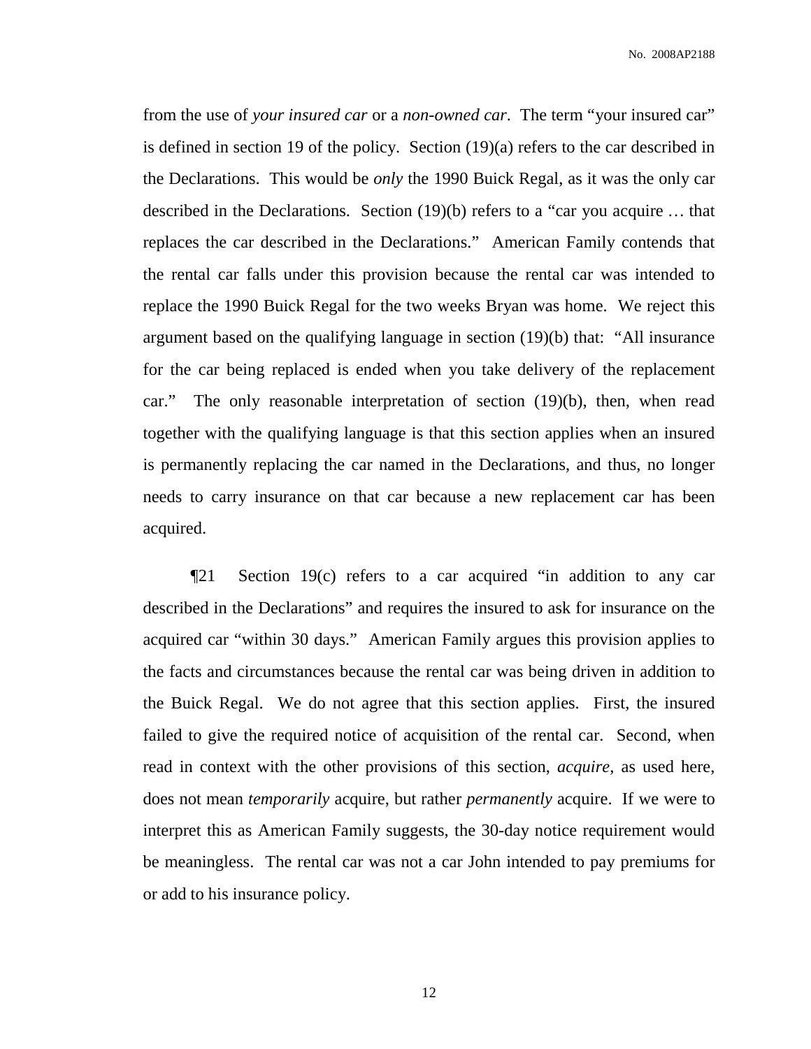from the use of *your insured car* or a *non-owned car*. The term "your insured car" is defined in section 19 of the policy. Section (19)(a) refers to the car described in the Declarations. This would be *only* the 1990 Buick Regal, as it was the only car described in the Declarations. Section (19)(b) refers to a "car you acquire … that replaces the car described in the Declarations." American Family contends that the rental car falls under this provision because the rental car was intended to replace the 1990 Buick Regal for the two weeks Bryan was home. We reject this argument based on the qualifying language in section (19)(b) that: "All insurance for the car being replaced is ended when you take delivery of the replacement car." The only reasonable interpretation of section (19)(b), then, when read together with the qualifying language is that this section applies when an insured is permanently replacing the car named in the Declarations, and thus, no longer needs to carry insurance on that car because a new replacement car has been acquired.

¶21 Section 19(c) refers to a car acquired "in addition to any car described in the Declarations" and requires the insured to ask for insurance on the acquired car "within 30 days." American Family argues this provision applies to the facts and circumstances because the rental car was being driven in addition to the Buick Regal. We do not agree that this section applies. First, the insured failed to give the required notice of acquisition of the rental car. Second, when read in context with the other provisions of this section, *acquire*, as used here, does not mean *temporarily* acquire, but rather *permanently* acquire. If we were to interpret this as American Family suggests, the 30-day notice requirement would be meaningless. The rental car was not a car John intended to pay premiums for or add to his insurance policy.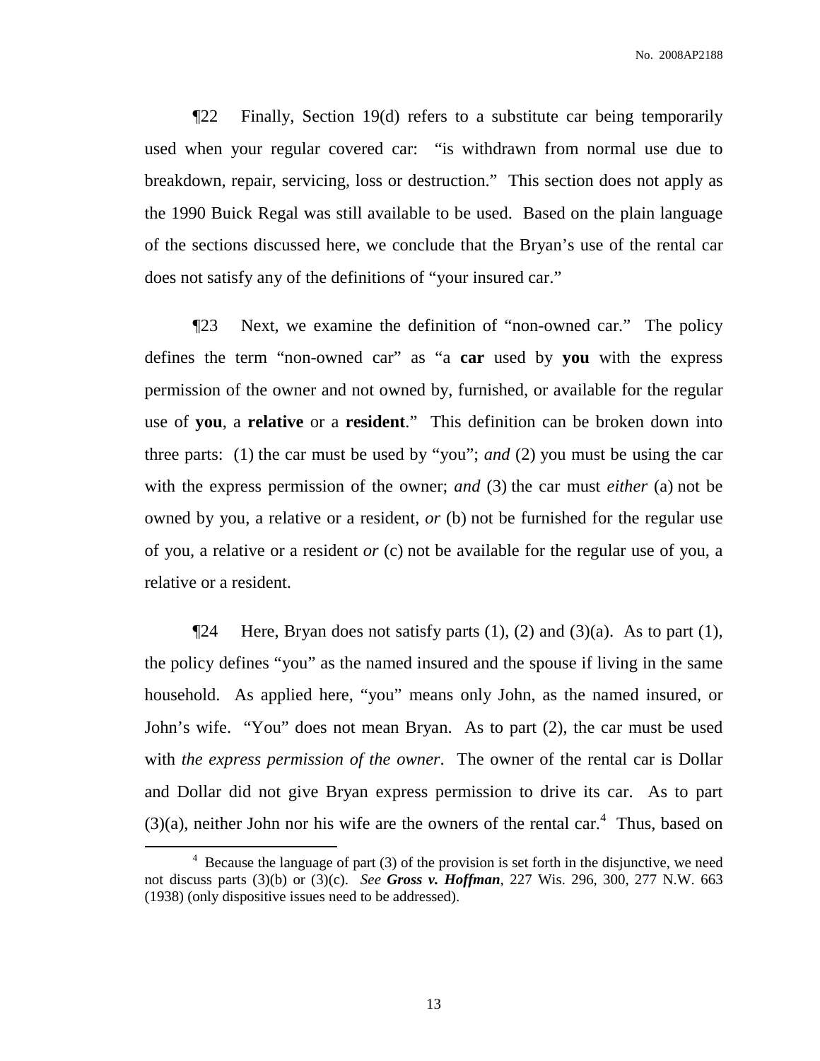¶22 Finally, Section 19(d) refers to a substitute car being temporarily used when your regular covered car: "is withdrawn from normal use due to breakdown, repair, servicing, loss or destruction." This section does not apply as the 1990 Buick Regal was still available to be used. Based on the plain language of the sections discussed here, we conclude that the Bryan's use of the rental car does not satisfy any of the definitions of "your insured car."

¶23 Next, we examine the definition of "non-owned car." The policy defines the term "non-owned car" as "a **car** used by **you** with the express permission of the owner and not owned by, furnished, or available for the regular use of **you**, a **relative** or a **resident**." This definition can be broken down into three parts: (1) the car must be used by "you"; *and* (2) you must be using the car with the express permission of the owner; *and* (3) the car must *either* (a) not be owned by you, a relative or a resident, *or* (b) not be furnished for the regular use of you, a relative or a resident *or* (c) not be available for the regular use of you, a relative or a resident.

¶24 Here, Bryan does not satisfy parts (1), (2) and (3)(a). As to part (1), the policy defines "you" as the named insured and the spouse if living in the same household. As applied here, "you" means only John, as the named insured, or John's wife. "You" does not mean Bryan. As to part (2), the car must be used with *the express permission of the owner*. The owner of the rental car is Dollar and Dollar did not give Bryan express permission to drive its car. As to part (3)(a), neither John nor his wife are the owners of the rental car.[4] Thus, based on

[4] Because the language of part (3) of the provision is set forth in the disjunctive, we need not discuss parts (3)(b) or (3)(c). *See* ***Gross v. Hoffman***, 227 Wis. 296, 300, 277 N.W. 663 (1938) (only dispositive issues need to be addressed).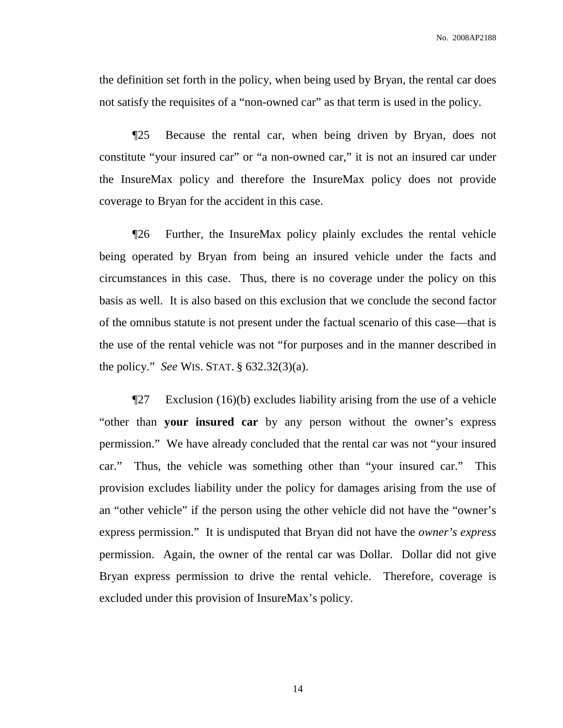the definition set forth in the policy, when being used by Bryan, the rental car does not satisfy the requisites of a “non-owned car” as that term is used in the policy.

¶25 Because the rental car, when being driven by Bryan, does not constitute “your insured car” or “a non-owned car,” it is not an insured car under the InsureMax policy and therefore the InsureMax policy does not provide coverage to Bryan for the accident in this case.

¶26 Further, the InsureMax policy plainly excludes the rental vehicle being operated by Bryan from being an insured vehicle under the facts and circumstances in this case. Thus, there is no coverage under the policy on this basis as well. It is also based on this exclusion that we conclude the second factor of the omnibus statute is not present under the factual scenario of this case—that is the use of the rental vehicle was not “for purposes and in the manner described in the policy.” *See* WIS. STAT. § 632.32(3)(a).

¶27 Exclusion (16)(b) excludes liability arising from the use of a vehicle “other than **your insured car** by any person without the owner’s express permission.” We have already concluded that the rental car was not “your insured car.” Thus, the vehicle was something other than “your insured car.” This provision excludes liability under the policy for damages arising from the use of an “other vehicle” if the person using the other vehicle did not have the “owner’s express permission.” It is undisputed that Bryan did not have the *owner’s express* permission. Again, the owner of the rental car was Dollar. Dollar did not give Bryan express permission to drive the rental vehicle. Therefore, coverage is excluded under this provision of InsureMax’s policy.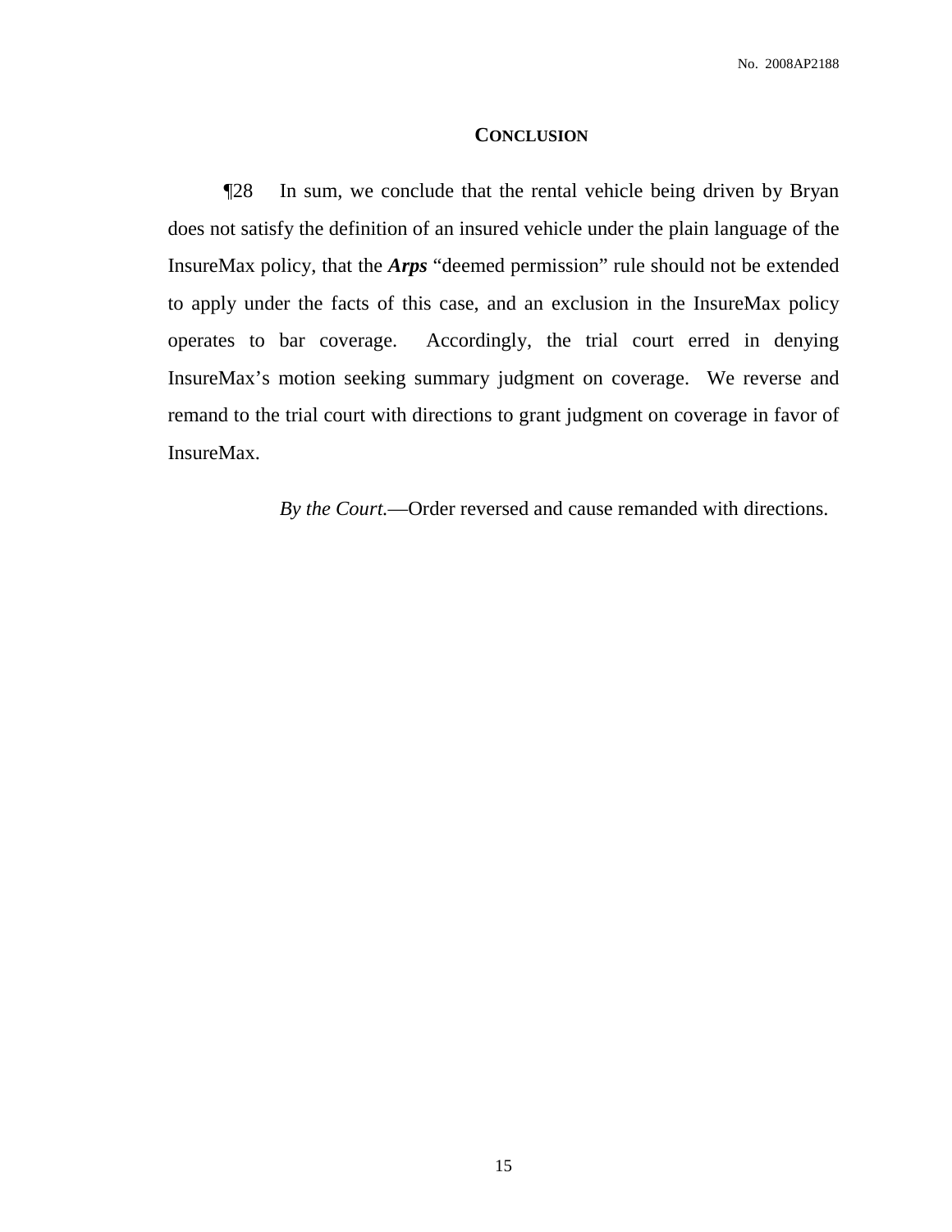## CONCLUSION

¶28 In sum, we conclude that the rental vehicle being driven by Bryan does not satisfy the definition of an insured vehicle under the plain language of the InsureMax policy, that the ***Arps*** "deemed permission" rule should not be extended to apply under the facts of this case, and an exclusion in the InsureMax policy operates to bar coverage. Accordingly, the trial court erred in denying InsureMax's motion seeking summary judgment on coverage. We reverse and remand to the trial court with directions to grant judgment on coverage in favor of InsureMax.

*By the Court.*—Order reversed and cause remanded with directions.